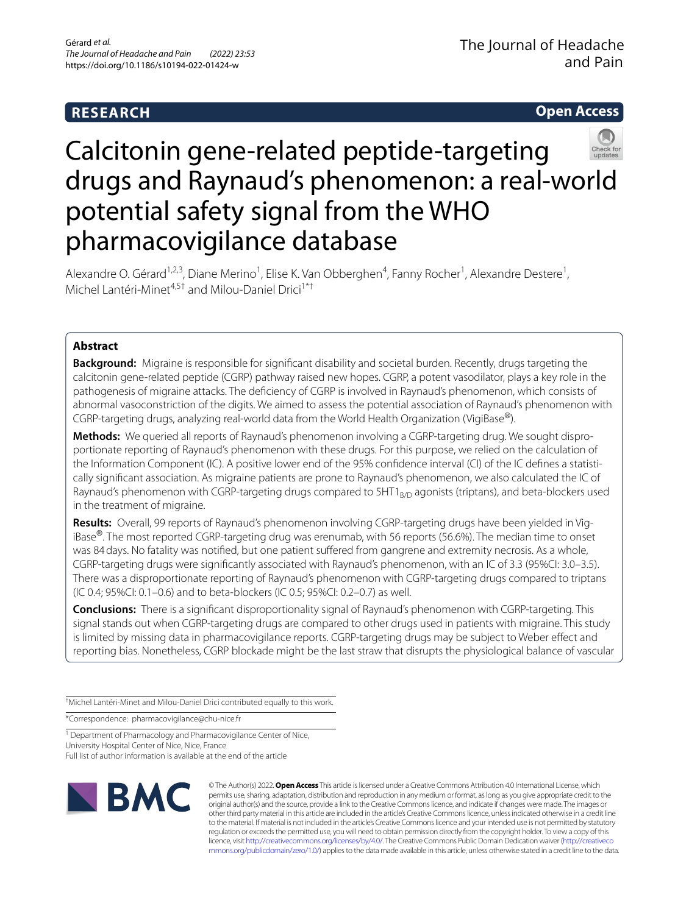RESEARCH

Open Access

# Calcitonin gene-related peptide-targeting drugs and Raynaud's phenomenon: a real-world potential safety signal from the WHO pharmacovigilance database

Alexandre O. Gérard[1,2,3], Diane Merino[1], Elise K. Van Obberghen[4], Fanny Rocher[1], Alexandre Destere[1], Michel Lantéri-Minet[4,5†] and Milou-Daniel Drici[1*†]

## Abstract

**Background:** Migraine is responsible for significant disability and societal burden. Recently, drugs targeting the calcitonin gene-related peptide (CGRP) pathway raised new hopes. CGRP, a potent vasodilator, plays a key role in the pathogenesis of migraine attacks. The deficiency of CGRP is involved in Raynaud's phenomenon, which consists of abnormal vasoconstriction of the digits. We aimed to assess the potential association of Raynaud's phenomenon with CGRP-targeting drugs, analyzing real-world data from the World Health Organization (VigiBase®).

**Methods:** We queried all reports of Raynaud's phenomenon involving a CGRP-targeting drug. We sought disproportionate reporting of Raynaud's phenomenon with these drugs. For this purpose, we relied on the calculation of the Information Component (IC). A positive lower end of the 95% confidence interval (CI) of the IC defines a statistically significant association. As migraine patients are prone to Raynaud's phenomenon, we also calculated the IC of Raynaud's phenomenon with CGRP-targeting drugs compared to $5HT1_{B/D}$ agonists (triptans), and beta-blockers used in the treatment of migraine.

**Results:** Overall, 99 reports of Raynaud's phenomenon involving CGRP-targeting drugs have been yielded in VigiBase®. The most reported CGRP-targeting drug was erenumab, with 56 reports (56.6%). The median time to onset was 84 days. No fatality was notified, but one patient suffered from gangrene and extremity necrosis. As a whole, CGRP-targeting drugs were significantly associated with Raynaud's phenomenon, with an IC of 3.3 (95%CI: 3.0–3.5). There was a disproportionate reporting of Raynaud's phenomenon with CGRP-targeting drugs compared to triptans (IC 0.4; 95%CI: 0.1–0.6) and to beta-blockers (IC 0.5; 95%CI: 0.2–0.7) as well.

**Conclusions:** There is a significant disproportionality signal of Raynaud's phenomenon with CGRP-targeting. This signal stands out when CGRP-targeting drugs are compared to other drugs used in patients with migraine. This study is limited by missing data in pharmacovigilance reports. CGRP-targeting drugs may be subject to Weber effect and reporting bias. Nonetheless, CGRP blockade might be the last straw that disrupts the physiological balance of vascular

†Michel Lantéri-Minet and Milou-Daniel Drici contributed equally to this work.

*Correspondence: pharmacovigilance@chu-nice.fr

[1] Department of Pharmacology and Pharmacovigilance Center of Nice, University Hospital Center of Nice, Nice, France

Full list of author information is available at the end of the article

© The Author(s) 2022. **Open Access** This article is licensed under a Creative Commons Attribution 4.0 International License, which permits use, sharing, adaptation, distribution and reproduction in any medium or format, as long as you give appropriate credit to the original author(s) and the source, provide a link to the Creative Commons licence, and indicate if changes were made. The images or other third party material in this article are included in the article's Creative Commons licence, unless indicated otherwise in a credit line to the material. If material is not included in the article's Creative Commons licence and your intended use is not permitted by statutory regulation or exceeds the permitted use, you will need to obtain permission directly from the copyright holder. To view a copy of this licence, visit http://creativecommons.org/licenses/by/4.0/. The Creative Commons Public Domain Dedication waiver (http://creativecommons.org/publicdomain/zero/1.0/) applies to the data made available in this article, unless otherwise stated in a credit line to the data.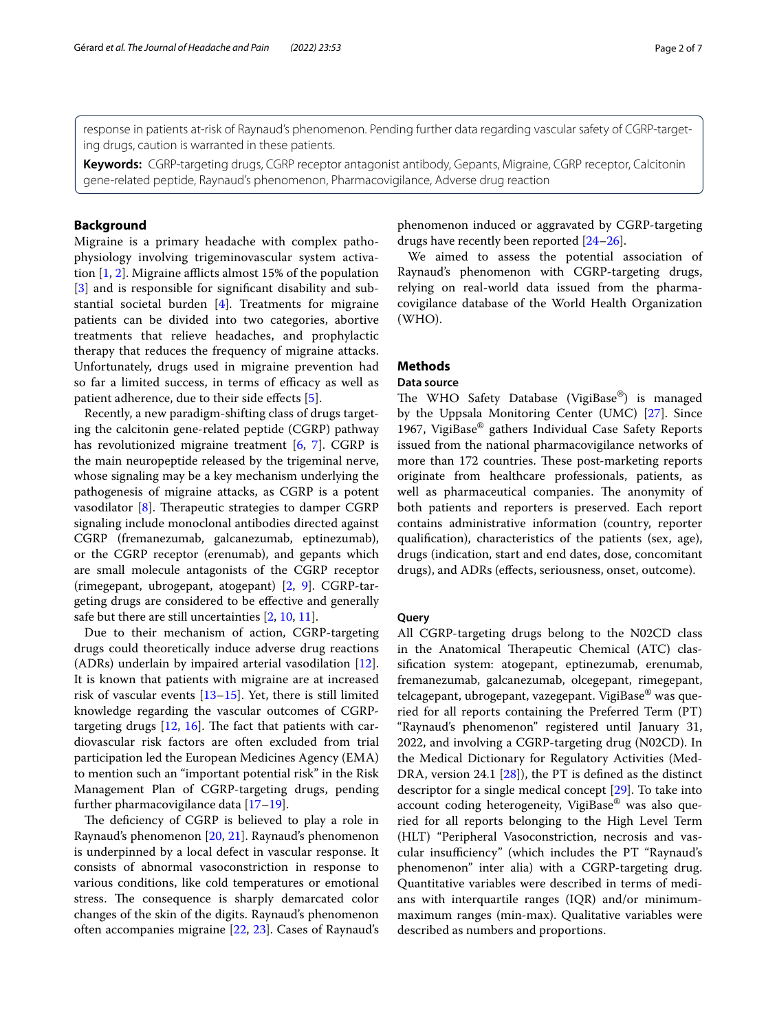response in patients at-risk of Raynaud's phenomenon. Pending further data regarding vascular safety of CGRP-targeting drugs, caution is warranted in these patients.

**Keywords:** CGRP-targeting drugs, CGRP receptor antagonist antibody, Gepants, Migraine, CGRP receptor, Calcitonin gene-related peptide, Raynaud's phenomenon, Pharmacovigilance, Adverse drug reaction

## Background

Migraine is a primary headache with complex pathophysiology involving trigeminovascular system activation [1, 2]. Migraine afflicts almost 15% of the population [3] and is responsible for significant disability and substantial societal burden [4]. Treatments for migraine patients can be divided into two categories, abortive treatments that relieve headaches, and prophylactic therapy that reduces the frequency of migraine attacks. Unfortunately, drugs used in migraine prevention had so far a limited success, in terms of efficacy as well as patient adherence, due to their side effects [5].

Recently, a new paradigm-shifting class of drugs targeting the calcitonin gene-related peptide (CGRP) pathway has revolutionized migraine treatment [6, 7]. CGRP is the main neuropeptide released by the trigeminal nerve, whose signaling may be a key mechanism underlying the pathogenesis of migraine attacks, as CGRP is a potent vasodilator [8]. Therapeutic strategies to damper CGRP signaling include monoclonal antibodies directed against CGRP (fremanezumab, galcanezumab, eptinezumab), or the CGRP receptor (erenumab), and gepants which are small molecule antagonists of the CGRP receptor (rimegepant, ubrogepant, atogepant) [2, 9]. CGRP-targeting drugs are considered to be effective and generally safe but there are still uncertainties [2, 10, 11].

Due to their mechanism of action, CGRP-targeting drugs could theoretically induce adverse drug reactions (ADRs) underlain by impaired arterial vasodilation [12]. It is known that patients with migraine are at increased risk of vascular events [13–15]. Yet, there is still limited knowledge regarding the vascular outcomes of CGRP-targeting drugs [12, 16]. The fact that patients with cardiovascular risk factors are often excluded from trial participation led the European Medicines Agency (EMA) to mention such an "important potential risk" in the Risk Management Plan of CGRP-targeting drugs, pending further pharmacovigilance data [17–19].

The deficiency of CGRP is believed to play a role in Raynaud's phenomenon [20, 21]. Raynaud's phenomenon is underpinned by a local defect in vascular response. It consists of abnormal vasoconstriction in response to various conditions, like cold temperatures or emotional stress. The consequence is sharply demarcated color changes of the skin of the digits. Raynaud's phenomenon often accompanies migraine [22, 23]. Cases of Raynaud's phenomenon induced or aggravated by CGRP-targeting drugs have recently been reported [24–26].

We aimed to assess the potential association of Raynaud's phenomenon with CGRP-targeting drugs, relying on real-world data issued from the pharmacovigilance database of the World Health Organization (WHO).

## Methods

### Data source

The WHO Safety Database (VigiBase®) is managed by the Uppsala Monitoring Center (UMC) [27]. Since 1967, VigiBase® gathers Individual Case Safety Reports issued from the national pharmacovigilance networks of more than 172 countries. These post-marketing reports originate from healthcare professionals, patients, as well as pharmaceutical companies. The anonymity of both patients and reporters is preserved. Each report contains administrative information (country, reporter qualification), characteristics of the patients (sex, age), drugs (indication, start and end dates, dose, concomitant drugs), and ADRs (effects, seriousness, onset, outcome).

### Query

All CGRP-targeting drugs belong to the N02CD class in the Anatomical Therapeutic Chemical (ATC) classification system: atogepant, eptinezumab, erenumab, fremanezumab, galcanezumab, olcegepant, rimegepant, telcagepant, ubrogepant, vazegepant. VigiBase® was queried for all reports containing the Preferred Term (PT) "Raynaud's phenomenon" registered until January 31, 2022, and involving a CGRP-targeting drug (N02CD). In the Medical Dictionary for Regulatory Activities (MedDRA, version 24.1 [28]), the PT is defined as the distinct descriptor for a single medical concept [29]. To take into account coding heterogeneity, VigiBase® was also queried for all reports belonging to the High Level Term (HLT) "Peripheral Vasoconstriction, necrosis and vascular insufficiency" (which includes the PT "Raynaud's phenomenon" inter alia) with a CGRP-targeting drug. Quantitative variables were described in terms of medians with interquartile ranges (IQR) and/or minimum-maximum ranges (min-max). Qualitative variables were described as numbers and proportions.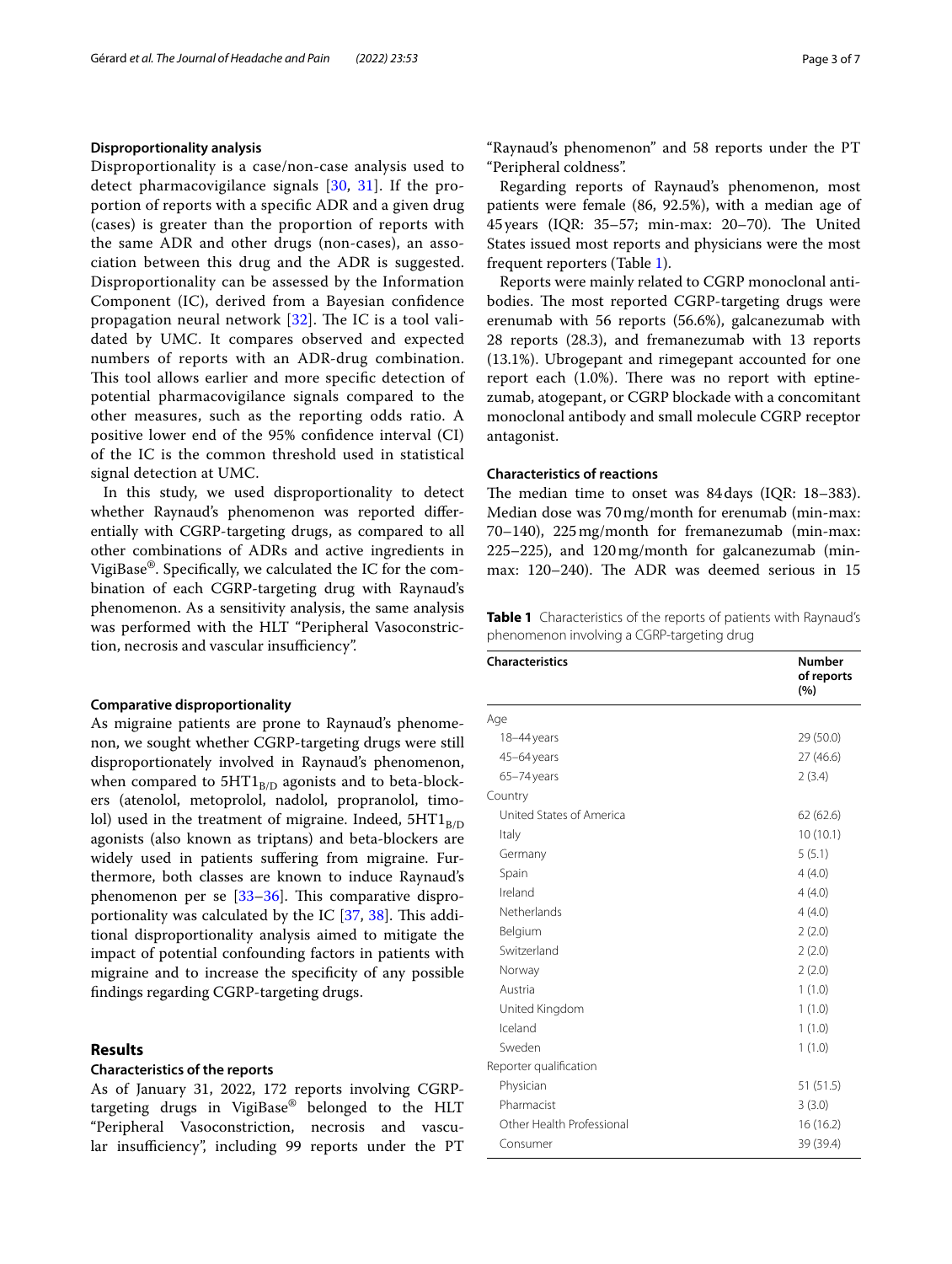### Disproportionality analysis

Disproportionality is a case/non-case analysis used to detect pharmacovigilance signals [30, 31]. If the proportion of reports with a specific ADR and a given drug (cases) is greater than the proportion of reports with the same ADR and other drugs (non-cases), an association between this drug and the ADR is suggested. Disproportionality can be assessed by the Information Component (IC), derived from a Bayesian confidence propagation neural network [32]. The IC is a tool validated by UMC. It compares observed and expected numbers of reports with an ADR-drug combination. This tool allows earlier and more specific detection of potential pharmacovigilance signals compared to the other measures, such as the reporting odds ratio. A positive lower end of the 95% confidence interval (CI) of the IC is the common threshold used in statistical signal detection at UMC.

In this study, we used disproportionality to detect whether Raynaud's phenomenon was reported differentially with CGRP-targeting drugs, as compared to all other combinations of ADRs and active ingredients in VigiBase®. Specifically, we calculated the IC for the combination of each CGRP-targeting drug with Raynaud's phenomenon. As a sensitivity analysis, the same analysis was performed with the HLT "Peripheral Vasoconstriction, necrosis and vascular insufficiency".

### Comparative disproportionality

As migraine patients are prone to Raynaud's phenomenon, we sought whether CGRP-targeting drugs were still disproportionately involved in Raynaud's phenomenon, when compared to $5HT1_{B/D}$ agonists and to beta-blockers (atenolol, metoprolol, nadolol, propranolol, timolol) used in the treatment of migraine. Indeed, $5HT1_{B/D}$ agonists (also known as triptans) and beta-blockers are widely used in patients suffering from migraine. Furthermore, both classes are known to induce Raynaud's phenomenon per se [33–36]. This comparative disproportionality was calculated by the IC [37, 38]. This additional disproportionality analysis aimed to mitigate the impact of potential confounding factors in patients with migraine and to increase the specificity of any possible findings regarding CGRP-targeting drugs.

## Results

### Characteristics of the reports

As of January 31, 2022, 172 reports involving CGRP-targeting drugs in VigiBase® belonged to the HLT "Peripheral Vasoconstriction, necrosis and vascular insufficiency", including 99 reports under the PT "Raynaud's phenomenon" and 58 reports under the PT "Peripheral coldness".

Regarding reports of Raynaud's phenomenon, most patients were female (86, 92.5%), with a median age of 45 years (IQR: 35–57; min-max: 20–70). The United States issued most reports and physicians were the most frequent reporters (Table 1).

Reports were mainly related to CGRP monoclonal antibodies. The most reported CGRP-targeting drugs were erenumab with 56 reports (56.6%), galcanezumab with 28 reports (28.3), and fremanezumab with 13 reports (13.1%). Ubrogepant and rimegepant accounted for one report each (1.0%). There was no report with eptinezumab, atogepant, or CGRP blockade with a concomitant monoclonal antibody and small molecule CGRP receptor antagonist.

### Characteristics of reactions

The median time to onset was 84 days (IQR: 18–383). Median dose was 70 mg/month for erenumab (min-max: 70–140), 225 mg/month for fremanezumab (min-max: 225–225), and 120 mg/month for galcanezumab (min-max: 120–240). The ADR was deemed serious in 15

**Table 1** Characteristics of the reports of patients with Raynaud's phenomenon involving a CGRP-targeting drug

| Characteristics | Number of reports (%) |
|---|---|
| Age | |
| 18–44 years | 29 (50.0) |
| 45–64 years | 27 (46.6) |
| 65–74 years | 2 (3.4) |
| Country | |
| United States of America | 62 (62.6) |
| Italy | 10 (10.1) |
| Germany | 5 (5.1) |
| Spain | 4 (4.0) |
| Ireland | 4 (4.0) |
| Netherlands | 4 (4.0) |
| Belgium | 2 (2.0) |
| Switzerland | 2 (2.0) |
| Norway | 2 (2.0) |
| Austria | 1 (1.0) |
| United Kingdom | 1 (1.0) |
| Iceland | 1 (1.0) |
| Sweden | 1 (1.0) |
| Reporter qualification | |
| Physician | 51 (51.5) |
| Pharmacist | 3 (3.0) |
| Other Health Professional | 16 (16.2) |
| Consumer | 39 (39.4) |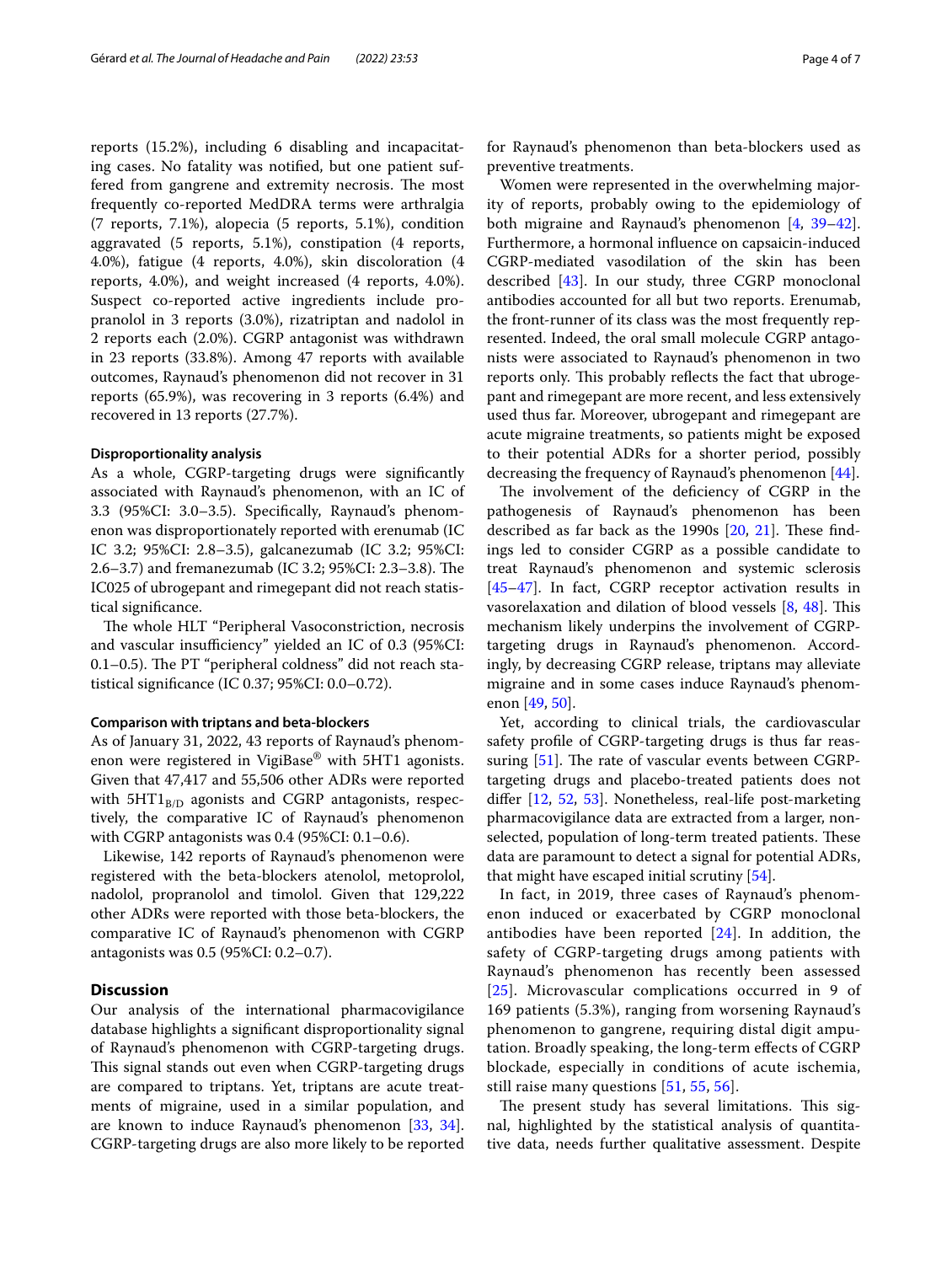reports (15.2%), including 6 disabling and incapacitating cases. No fatality was notified, but one patient suffered from gangrene and extremity necrosis. The most frequently co-reported MedDRA terms were arthralgia (7 reports, 7.1%), alopecia (5 reports, 5.1%), condition aggravated (5 reports, 5.1%), constipation (4 reports, 4.0%), fatigue (4 reports, 4.0%), skin discoloration (4 reports, 4.0%), and weight increased (4 reports, 4.0%). Suspect co-reported active ingredients include propranolol in 3 reports (3.0%), rizatriptan and nadolol in 2 reports each (2.0%). CGRP antagonist was withdrawn in 23 reports (33.8%). Among 47 reports with available outcomes, Raynaud's phenomenon did not recover in 31 reports (65.9%), was recovering in 3 reports (6.4%) and recovered in 13 reports (27.7%).

#### Disproportionality analysis

As a whole, CGRP-targeting drugs were significantly associated with Raynaud's phenomenon, with an IC of 3.3 (95%CI: 3.0–3.5). Specifically, Raynaud's phenomenon was disproportionately reported with erenumab (IC IC 3.2; 95%CI: 2.8–3.5), galcanezumab (IC 3.2; 95%CI: 2.6–3.7) and fremanezumab (IC 3.2; 95%CI: 2.3–3.8). The IC025 of ubrogepant and rimegepant did not reach statistical significance.

The whole HLT "Peripheral Vasoconstriction, necrosis and vascular insufficiency" yielded an IC of 0.3 (95%CI: 0.1–0.5). The PT "peripheral coldness" did not reach statistical significance (IC 0.37; 95%CI: 0.0–0.72).

#### Comparison with triptans and beta-blockers

As of January 31, 2022, 43 reports of Raynaud's phenomenon were registered in VigiBase® with 5HT1 agonists. Given that 47,417 and 55,506 other ADRs were reported with $5HT1_{B/D}$ agonists and CGRP antagonists, respectively, the comparative IC of Raynaud's phenomenon with CGRP antagonists was 0.4 (95%CI: 0.1–0.6).

Likewise, 142 reports of Raynaud's phenomenon were registered with the beta-blockers atenolol, metoprolol, nadolol, propranolol and timolol. Given that 129,222 other ADRs were reported with those beta-blockers, the comparative IC of Raynaud's phenomenon with CGRP antagonists was 0.5 (95%CI: 0.2–0.7).

## Discussion

Our analysis of the international pharmacovigilance database highlights a significant disproportionality signal of Raynaud's phenomenon with CGRP-targeting drugs. This signal stands out even when CGRP-targeting drugs are compared to triptans. Yet, triptans are acute treatments of migraine, used in a similar population, and are known to induce Raynaud's phenomenon [33, 34]. CGRP-targeting drugs are also more likely to be reported for Raynaud's phenomenon than beta-blockers used as preventive treatments.

Women were represented in the overwhelming majority of reports, probably owing to the epidemiology of both migraine and Raynaud's phenomenon [4, 39–42]. Furthermore, a hormonal influence on capsaicin-induced CGRP-mediated vasodilation of the skin has been described [43]. In our study, three CGRP monoclonal antibodies accounted for all but two reports. Erenumab, the front-runner of its class was the most frequently represented. Indeed, the oral small molecule CGRP antagonists were associated to Raynaud's phenomenon in two reports only. This probably reflects the fact that ubrogepant and rimegepant are more recent, and less extensively used thus far. Moreover, ubrogepant and rimegepant are acute migraine treatments, so patients might be exposed to their potential ADRs for a shorter period, possibly decreasing the frequency of Raynaud's phenomenon [44].

The involvement of the deficiency of CGRP in the pathogenesis of Raynaud's phenomenon has been described as far back as the 1990s [20, 21]. These findings led to consider CGRP as a possible candidate to treat Raynaud's phenomenon and systemic sclerosis [45–47]. In fact, CGRP receptor activation results in vasorelaxation and dilation of blood vessels [8, 48]. This mechanism likely underpins the involvement of CGRP-targeting drugs in Raynaud's phenomenon. Accordingly, by decreasing CGRP release, triptans may alleviate migraine and in some cases induce Raynaud's phenomenon [49, 50].

Yet, according to clinical trials, the cardiovascular safety profile of CGRP-targeting drugs is thus far reassuring [51]. The rate of vascular events between CGRP-targeting drugs and placebo-treated patients does not differ [12, 52, 53]. Nonetheless, real-life post-marketing pharmacovigilance data are extracted from a larger, non-selected, population of long-term treated patients. These data are paramount to detect a signal for potential ADRs, that might have escaped initial scrutiny [54].

In fact, in 2019, three cases of Raynaud's phenomenon induced or exacerbated by CGRP monoclonal antibodies have been reported [24]. In addition, the safety of CGRP-targeting drugs among patients with Raynaud's phenomenon has recently been assessed [25]. Microvascular complications occurred in 9 of 169 patients (5.3%), ranging from worsening Raynaud's phenomenon to gangrene, requiring distal digit amputation. Broadly speaking, the long-term effects of CGRP blockade, especially in conditions of acute ischemia, still raise many questions [51, 55, 56].

The present study has several limitations. This signal, highlighted by the statistical analysis of quantitative data, needs further qualitative assessment. Despite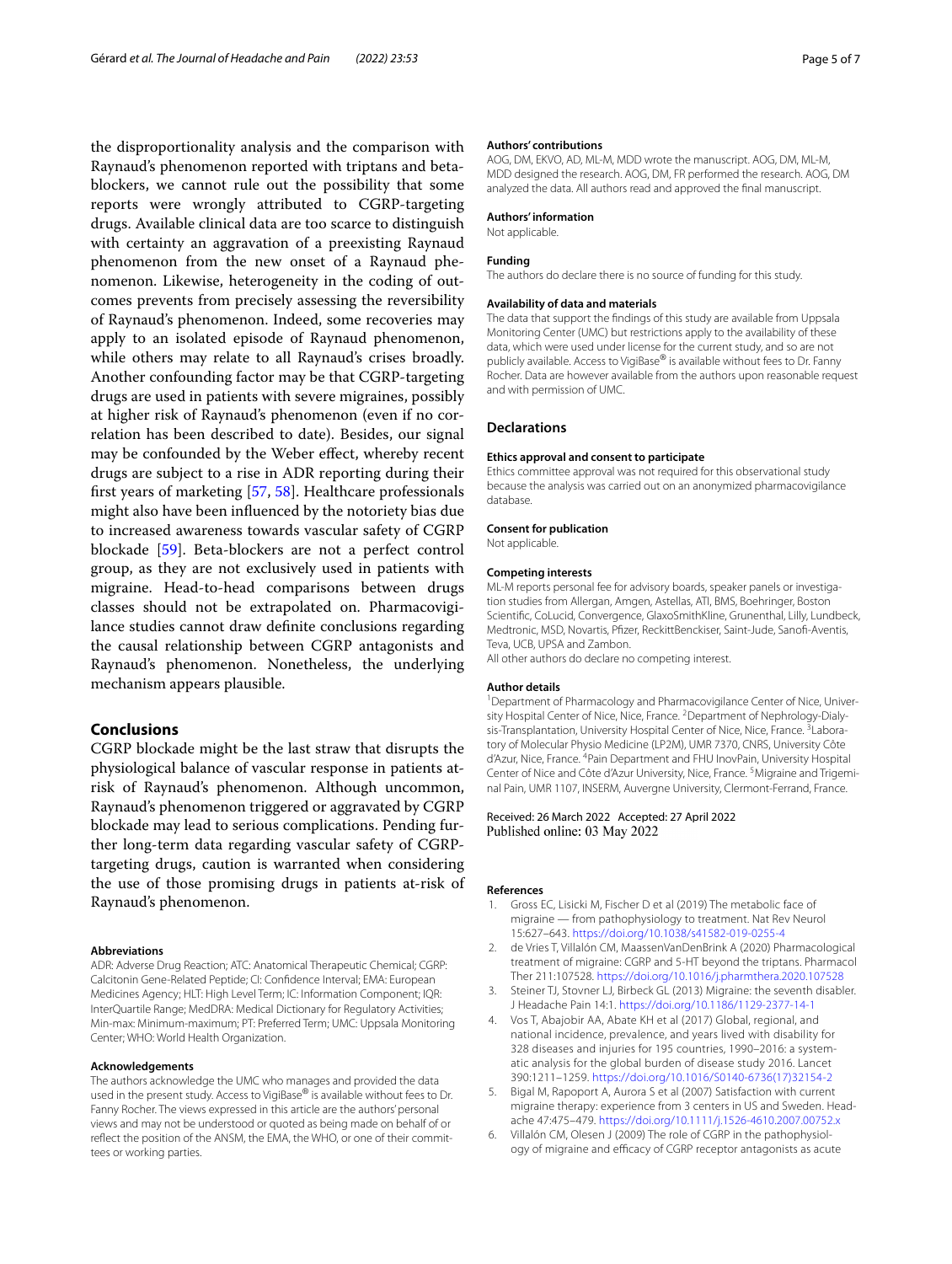the disproportionality analysis and the comparison with Raynaud's phenomenon reported with triptans and beta-blockers, we cannot rule out the possibility that some reports were wrongly attributed to CGRP-targeting drugs. Available clinical data are too scarce to distinguish with certainty an aggravation of a preexisting Raynaud phenomenon from the new onset of a Raynaud phenomenon. Likewise, heterogeneity in the coding of outcomes prevents from precisely assessing the reversibility of Raynaud's phenomenon. Indeed, some recoveries may apply to an isolated episode of Raynaud phenomenon, while others may relate to all Raynaud's crises broadly. Another confounding factor may be that CGRP-targeting drugs are used in patients with severe migraines, possibly at higher risk of Raynaud's phenomenon (even if no correlation has been described to date). Besides, our signal may be confounded by the Weber effect, whereby recent drugs are subject to a rise in ADR reporting during their first years of marketing [57, 58]. Healthcare professionals might also have been influenced by the notoriety bias due to increased awareness towards vascular safety of CGRP blockade [59]. Beta-blockers are not a perfect control group, as they are not exclusively used in patients with migraine. Head-to-head comparisons between drugs classes should not be extrapolated on. Pharmacovigilance studies cannot draw definite conclusions regarding the causal relationship between CGRP antagonists and Raynaud's phenomenon. Nonetheless, the underlying mechanism appears plausible.

## Conclusions

CGRP blockade might be the last straw that disrupts the physiological balance of vascular response in patients at-risk of Raynaud's phenomenon. Although uncommon, Raynaud's phenomenon triggered or aggravated by CGRP blockade may lead to serious complications. Pending further long-term data regarding vascular safety of CGRP-targeting drugs, caution is warranted when considering the use of those promising drugs in patients at-risk of Raynaud's phenomenon.

#### Abbreviations

ADR: Adverse Drug Reaction; ATC: Anatomical Therapeutic Chemical; CGRP: Calcitonin Gene-Related Peptide; CI: Confidence Interval; EMA: European Medicines Agency; HLT: High Level Term; IC: Information Component; IQR: InterQuartile Range; MedDRA: Medical Dictionary for Regulatory Activities; Min-max: Minimum-maximum; PT: Preferred Term; UMC: Uppsala Monitoring Center; WHO: World Health Organization.

#### Acknowledgements

The authors acknowledge the UMC who manages and provided the data used in the present study. Access to VigiBase® is available without fees to Dr. Fanny Rocher. The views expressed in this article are the authors' personal views and may not be understood or quoted as being made on behalf of or reflect the position of the ANSM, the EMA, the WHO, or one of their committees or working parties.

#### Authors' contributions

AOG, DM, EKVO, AD, ML-M, MDD wrote the manuscript. AOG, DM, ML-M, MDD designed the research. AOG, DM, FR performed the research. AOG, DM analyzed the data. All authors read and approved the final manuscript.

#### Authors' information

Not applicable.

#### Funding

The authors do declare there is no source of funding for this study.

#### Availability of data and materials

The data that support the findings of this study are available from Uppsala Monitoring Center (UMC) but restrictions apply to the availability of these data, which were used under license for the current study, and so are not publicly available. Access to VigiBase® is available without fees to Dr. Fanny Rocher. Data are however available from the authors upon reasonable request and with permission of UMC.

### Declarations

#### Ethics approval and consent to participate

Ethics committee approval was not required for this observational study because the analysis was carried out on an anonymized pharmacovigilance database.

#### Consent for publication

Not applicable.

#### Competing interests

ML-M reports personal fee for advisory boards, speaker panels or investigation studies from Allergan, Amgen, Astellas, ATI, BMS, Boehringer, Boston Scientific, CoLucid, Convergence, GlaxoSmithKline, Grunenthal, Lilly, Lundbeck, Medtronic, MSD, Novartis, Pfizer, ReckittBenckiser, Saint-Jude, Sanofi-Aventis, Teva, UCB, UPSA and Zambon.

All other authors do declare no competing interest.

#### Author details

[1]Department of Pharmacology and Pharmacovigilance Center of Nice, University Hospital Center of Nice, Nice, France. [2]Department of Nephrology-Dialysis-Transplantation, University Hospital Center of Nice, Nice, France. [3]Laboratory of Molecular Physio Medicine (LP2M), UMR 7370, CNRS, University Côte d'Azur, Nice, France. [4]Pain Department and FHU InovPain, University Hospital Center of Nice and Côte d'Azur University, Nice, France. [5]Migraine and Trigeminal Pain, UMR 1107, INSERM, Auvergne University, Clermont-Ferrand, France.

Received: 26 March 2022 Accepted: 27 April 2022
Published online: 03 May 2022

#### References

1. Gross EC, Lisicki M, Fischer D et al (2019) The metabolic face of migraine — from pathophysiology to treatment. Nat Rev Neurol 15:627–643. https://doi.org/10.1038/s41582-019-0255-4
2. de Vries T, Villalón CM, MaassenVanDenBrink A (2020) Pharmacological treatment of migraine: CGRP and 5-HT beyond the triptans. Pharmacol Ther 211:107528. https://doi.org/10.1016/j.pharmthera.2020.107528
3. Steiner TJ, Stovner LJ, Birbeck GL (2013) Migraine: the seventh disabler. J Headache Pain 14:1. https://doi.org/10.1186/1129-2377-14-1
4. Vos T, Abajobir AA, Abate KH et al (2017) Global, regional, and national incidence, prevalence, and years lived with disability for 328 diseases and injuries for 195 countries, 1990–2016: a systematic analysis for the global burden of disease study 2016. Lancet 390:1211–1259. https://doi.org/10.1016/S0140-6736(17)32154-2
5. Bigal M, Rapoport A, Aurora S et al (2007) Satisfaction with current migraine therapy: experience from 3 centers in US and Sweden. Headache 47:475–479. https://doi.org/10.1111/j.1526-4610.2007.00752.x
6. Villalón CM, Olesen J (2009) The role of CGRP in the pathophysiology of migraine and efficacy of CGRP receptor antagonists as acute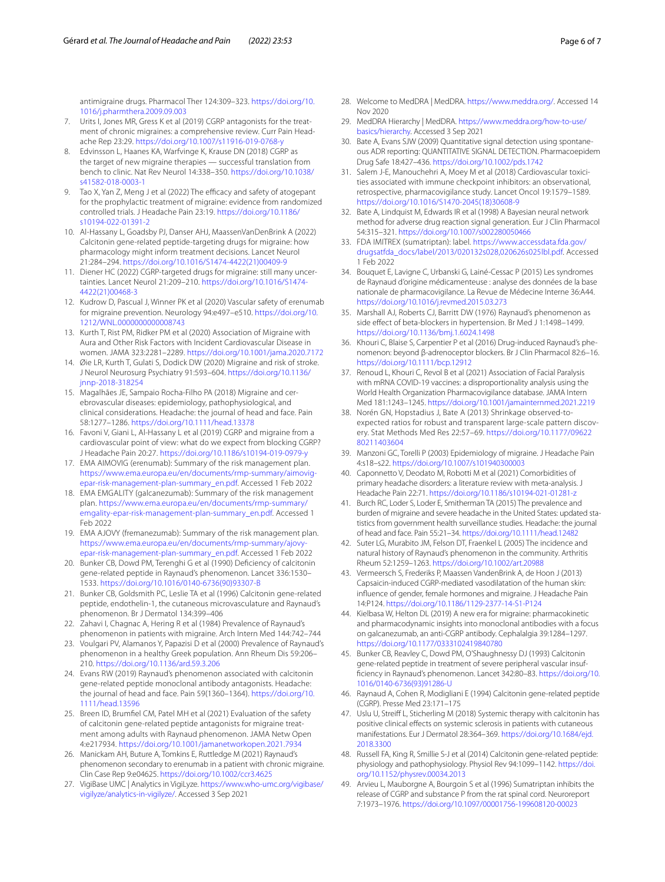antimigraine drugs. Pharmacol Ther 124:309–323. https://doi.org/10.1016/j.pharmthera.2009.09.003

7. Urits I, Jones MR, Gress K et al (2019) CGRP antagonists for the treatment of chronic migraines: a comprehensive review. Curr Pain Headache Rep 23:29. https://doi.org/10.1007/s11916-019-0768-y
8. Edvinsson L, Haanes KA, Warfvinge K, Krause DN (2018) CGRP as the target of new migraine therapies — successful translation from bench to clinic. Nat Rev Neurol 14:338–350. https://doi.org/10.1038/s41582-018-0003-1
9. Tao X, Yan Z, Meng J et al (2022) The efficacy and safety of atogepant for the prophylactic treatment of migraine: evidence from randomized controlled trials. J Headache Pain 23:19. https://doi.org/10.1186/s10194-022-01391-2
10. Al-Hassany L, Goadsby PJ, Danser AHJ, MaassenVanDenBrink A (2022) Calcitonin gene-related peptide-targeting drugs for migraine: how pharmacology might inform treatment decisions. Lancet Neurol 21:284–294. https://doi.org/10.1016/S1474-4422(21)00409-9
11. Diener HC (2022) CGRP-targeted drugs for migraine: still many uncertainties. Lancet Neurol 21:209–210. https://doi.org/10.1016/S1474-4422(21)00468-3
12. Kudrow D, Pascual J, Winner PK et al (2020) Vascular safety of erenumab for migraine prevention. Neurology 94:e497–e510. https://doi.org/10.1212/WNL.0000000000008743
13. Kurth T, Rist PM, Ridker PM et al (2020) Association of Migraine with Aura and Other Risk Factors with Incident Cardiovascular Disease in women. JAMA 323:2281–2289. https://doi.org/10.1001/jama.2020.7172
14. Øie LR, Kurth T, Gulati S, Dodick DW (2020) Migraine and risk of stroke. J Neurol Neurosurg Psychiatry 91:593–604. https://doi.org/10.1136/jnnp-2018-318254
15. Magalhães JE, Sampaio Rocha-Filho PA (2018) Migraine and cerebrovascular diseases: epidemiology, pathophysiological, and clinical considerations. Headache: the journal of head and face. Pain 58:1277–1286. https://doi.org/10.1111/head.13378
16. Favoni V, Giani L, Al-Hassany L et al (2019) CGRP and migraine from a cardiovascular point of view: what do we expect from blocking CGRP? J Headache Pain 20:27. https://doi.org/10.1186/s10194-019-0979-y
17. EMA AIMOVIG (erenumab): Summary of the risk management plan. https://www.ema.europa.eu/en/documents/rmp-summary/aimovig-epar-risk-management-plan-summary_en.pdf. Accessed 1 Feb 2022
18. EMA EMGALITY (galcanezumab): Summary of the risk management plan. https://www.ema.europa.eu/en/documents/rmp-summary/emgality-epar-risk-management-plan-summary_en.pdf. Accessed 1 Feb 2022
19. EMA AJOVY (fremanezumab): Summary of the risk management plan. https://www.ema.europa.eu/en/documents/rmp-summary/ajovy-epar-risk-management-plan-summary_en.pdf. Accessed 1 Feb 2022
20. Bunker CB, Dowd PM, Terenghi G et al (1990) Deficiency of calcitonin gene-related peptide in Raynaud's phenomenon. Lancet 336:1530–1533. https://doi.org/10.1016/0140-6736(90)93307-B
21. Bunker CB, Goldsmith PC, Leslie TA et al (1996) Calcitonin gene-related peptide, endothelin-1, the cutaneous microvasculature and Raynaud's phenomenon. Br J Dermatol 134:399–406
22. Zahavi I, Chagnac A, Hering R et al (1984) Prevalence of Raynaud's phenomenon in patients with migraine. Arch Intern Med 144:742–744
23. Voulgari PV, Alamanos Y, Papazisi D et al (2000) Prevalence of Raynaud's phenomenon in a healthy Greek population. Ann Rheum Dis 59:206–210. https://doi.org/10.1136/ard.59.3.206
24. Evans RW (2019) Raynaud's phenomenon associated with calcitonin gene-related peptide monoclonal antibody antagonists. Headache: the journal of head and face. Pain 59(1360–1364). https://doi.org/10.1111/head.13596
25. Breen ID, Brumfiel CM, Patel MH et al (2021) Evaluation of the safety of calcitonin gene-related peptide antagonists for migraine treatment among adults with Raynaud phenomenon. JAMA Netw Open 4:e217934. https://doi.org/10.1001/jamanetworkopen.2021.7934
26. Manickam AH, Buture A, Tomkins E, Ruttledge M (2021) Raynaud's phenomenon secondary to erenumab in a patient with chronic migraine. Clin Case Rep 9:e04625. https://doi.org/10.1002/ccr3.4625
27. VigiBase UMC | Analytics in VigiLyze. https://www.who-umc.org/vigibase/vigilyze/analytics-in-vigilyze/. Accessed 3 Sep 2021
28. Welcome to MedDRA | MedDRA. https://www.meddra.org/. Accessed 14 Nov 2020
29. MedDRA Hierarchy | MedDRA. https://www.meddra.org/how-to-use/basics/hierarchy. Accessed 3 Sep 2021
30. Bate A, Evans SJW (2009) Quantitative signal detection using spontaneous ADR reporting: QUANTITATIVE SIGNAL DETECTION. Pharmacoepidem Drug Safe 18:427–436. https://doi.org/10.1002/pds.1742
31. Salem J-E, Manouchehri A, Moey M et al (2018) Cardiovascular toxicities associated with immune checkpoint inhibitors: an observational, retrospective, pharmacovigilance study. Lancet Oncol 19:1579–1589. https://doi.org/10.1016/S1470-2045(18)30608-9
32. Bate A, Lindquist M, Edwards IR et al (1998) A Bayesian neural network method for adverse drug reaction signal generation. Eur J Clin Pharmacol 54:315–321. https://doi.org/10.1007/s002280050466
33. FDA IMITREX (sumatriptan): label. https://www.accessdata.fda.gov/drugsatfda_docs/label/2013/020132s028,020626s025lbl.pdf. Accessed 1 Feb 2022
34. Bouquet E, Lavigne C, Urbanski G, Lainé-Cessac P (2015) Les syndromes de Raynaud d'origine médicamenteuse : analyse des données de la base nationale de pharmacovigilance. La Revue de Médecine Interne 36:A44. https://doi.org/10.1016/j.revmed.2015.03.273
35. Marshall AJ, Roberts CJ, Barritt DW (1976) Raynaud's phenomenon as side effect of beta-blockers in hypertension. Br Med J 1:1498–1499. https://doi.org/10.1136/bmj.1.6024.1498
36. Khouri C, Blaise S, Carpentier P et al (2016) Drug-induced Raynaud's phenomenon: beyond β-adrenoceptor blockers. Br J Clin Pharmacol 82:6–16. https://doi.org/10.1111/bcp.12912
37. Renoud L, Khouri C, Revol B et al (2021) Association of Facial Paralysis with mRNA COVID-19 vaccines: a disproportionality analysis using the World Health Organization Pharmacovigilance database. JAMA Intern Med 181:1243–1245. https://doi.org/10.1001/jamainternmed.2021.2219
38. Norén GN, Hopstadius J, Bate A (2013) Shrinkage observed-to-expected ratios for robust and transparent large-scale pattern discovery. Stat Methods Med Res 22:57–69. https://doi.org/10.1177/0962280211403604
39. Manzoni GC, Torelli P (2003) Epidemiology of migraine. J Headache Pain 4:s18–s22. https://doi.org/10.1007/s101940300003
40. Caponnetto V, Deodato M, Robotti M et al (2021) Comorbidities of primary headache disorders: a literature review with meta-analysis. J Headache Pain 22:71. https://doi.org/10.1186/s10194-021-01281-z
41. Burch RC, Loder S, Loder E, Smitherman TA (2015) The prevalence and burden of migraine and severe headache in the United States: updated statistics from government health surveillance studies. Headache: the journal of head and face. Pain 55:21–34. https://doi.org/10.1111/head.12482
42. Suter LG, Murabito JM, Felson DT, Fraenkel L (2005) The incidence and natural history of Raynaud's phenomenon in the community. Arthritis Rheum 52:1259–1263. https://doi.org/10.1002/art.20988
43. Vermeersch S, Frederiks P, Maassen VandenBrink A, de Hoon J (2013) Capsaicin-induced CGRP-mediated vasodilatation of the human skin: influence of gender, female hormones and migraine. J Headache Pain 14:P124. https://doi.org/10.1186/1129-2377-14-S1-P124
44. Kielbasa W, Helton DL (2019) A new era for migraine: pharmacokinetic and pharmacodynamic insights into monoclonal antibodies with a focus on galcanezumab, an anti-CGRP antibody. Cephalalgia 39:1284–1297. https://doi.org/10.1177/0333102419840780
45. Bunker CB, Reavley C, Dowd PM, O'Shaughnessy DJ (1993) Calcitonin gene-related peptide in treatment of severe peripheral vascular insufficiency in Raynaud's phenomenon. Lancet 342:80–83. https://doi.org/10.1016/0140-6736(93)91286-U
46. Raynaud A, Cohen R, Modigliani E (1994) Calcitonin gene-related peptide (CGRP). Presse Med 23:171–175
47. Uslu U, Streiff L, Sticherling M (2018) Systemic therapy with calcitonin has positive clinical effects on systemic sclerosis in patients with cutaneous manifestations. Eur J Dermatol 28:364–369. https://doi.org/10.1684/ejd.2018.3300
48. Russell FA, King R, Smillie S-J et al (2014) Calcitonin gene-related peptide: physiology and pathophysiology. Physiol Rev 94:1099–1142. https://doi.org/10.1152/physrev.00034.2013
49. Arvieu L, Mauborgne A, Bourgoin S et al (1996) Sumatriptan inhibits the release of CGRP and substance P from the rat spinal cord. Neuroreport 7:1973–1976. https://doi.org/10.1097/00001756-199608120-00023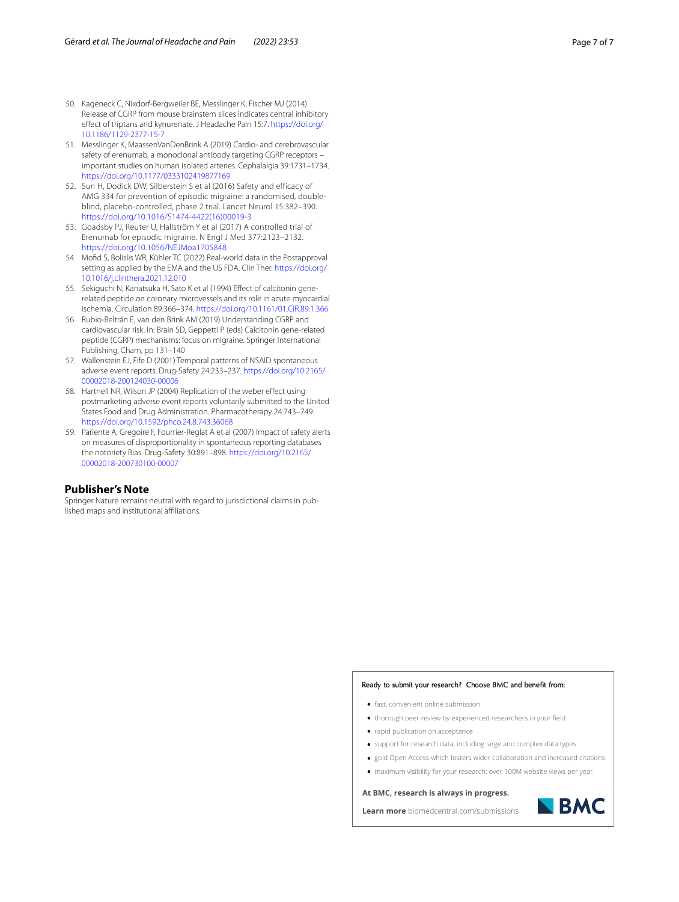50. Kageneck C, Nixdorf-Bergweiler BE, Messlinger K, Fischer MJ (2014) Release of CGRP from mouse brainstem slices indicates central inhibitory effect of triptans and kynurenate. J Headache Pain 15:7. https://doi.org/10.1186/1129-2377-15-7
51. Messlinger K, MaassenVanDenBrink A (2019) Cardio- and cerebrovascular safety of erenumab, a monoclonal antibody targeting CGRP receptors – important studies on human isolated arteries. Cephalalgia 39:1731–1734. https://doi.org/10.1177/0333102419877169
52. Sun H, Dodick DW, Silberstein S et al (2016) Safety and efficacy of AMG 334 for prevention of episodic migraine: a randomised, double-blind, placebo-controlled, phase 2 trial. Lancet Neurol 15:382–390. https://doi.org/10.1016/S1474-4422(16)00019-3
53. Goadsby PJ, Reuter U, Hallström Y et al (2017) A controlled trial of Erenumab for episodic migraine. N Engl J Med 377:2123–2132. https://doi.org/10.1056/NEJMoa1705848
54. Mofid S, Bolislis WR, Kühler TC (2022) Real-world data in the Postapproval setting as applied by the EMA and the US FDA. Clin Ther. https://doi.org/10.1016/j.clinthera.2021.12.010
55. Sekiguchi N, Kanatsuka H, Sato K et al (1994) Effect of calcitonin gene-related peptide on coronary microvessels and its role in acute myocardial ischemia. Circulation 89:366–374. https://doi.org/10.1161/01.CIR.89.1.366
56. Rubio-Beltrán E, van den Brink AM (2019) Understanding CGRP and cardiovascular risk. In: Brain SD, Geppetti P (eds) Calcitonin gene-related peptide (CGRP) mechanisms: focus on migraine. Springer International Publishing, Cham, pp 131–140
57. Wallenstein EJ, Fife D (2001) Temporal patterns of NSAID spontaneous adverse event reports. Drug-Safety 24:233–237. https://doi.org/10.2165/00002018-200124030-00006
58. Hartnell NR, Wilson JP (2004) Replication of the weber effect using postmarketing adverse event reports voluntarily submitted to the United States Food and Drug Administration. Pharmacotherapy 24:743–749. https://doi.org/10.1592/phco.24.8.743.36068
59. Pariente A, Gregoire F, Fourrier-Reglat A et al (2007) Impact of safety alerts on measures of disproportionality in spontaneous reporting databases the notoriety Bias. Drug-Safety 30:891–898. https://doi.org/10.2165/00002018-200730100-00007

## Publisher's Note

Springer Nature remains neutral with regard to jurisdictional claims in published maps and institutional affiliations.

Ready to submit your research? Choose BMC and benefit from:

- fast, convenient online submission
- thorough peer review by experienced researchers in your field
- rapid publication on acceptance
- support for research data, including large and complex data types
- gold Open Access which fosters wider collaboration and increased citations
- maximum visibility for your research: over 100M website views per year

**At BMC, research is always in progress.**

**Learn more** biomedcentral.com/submissions

BMC